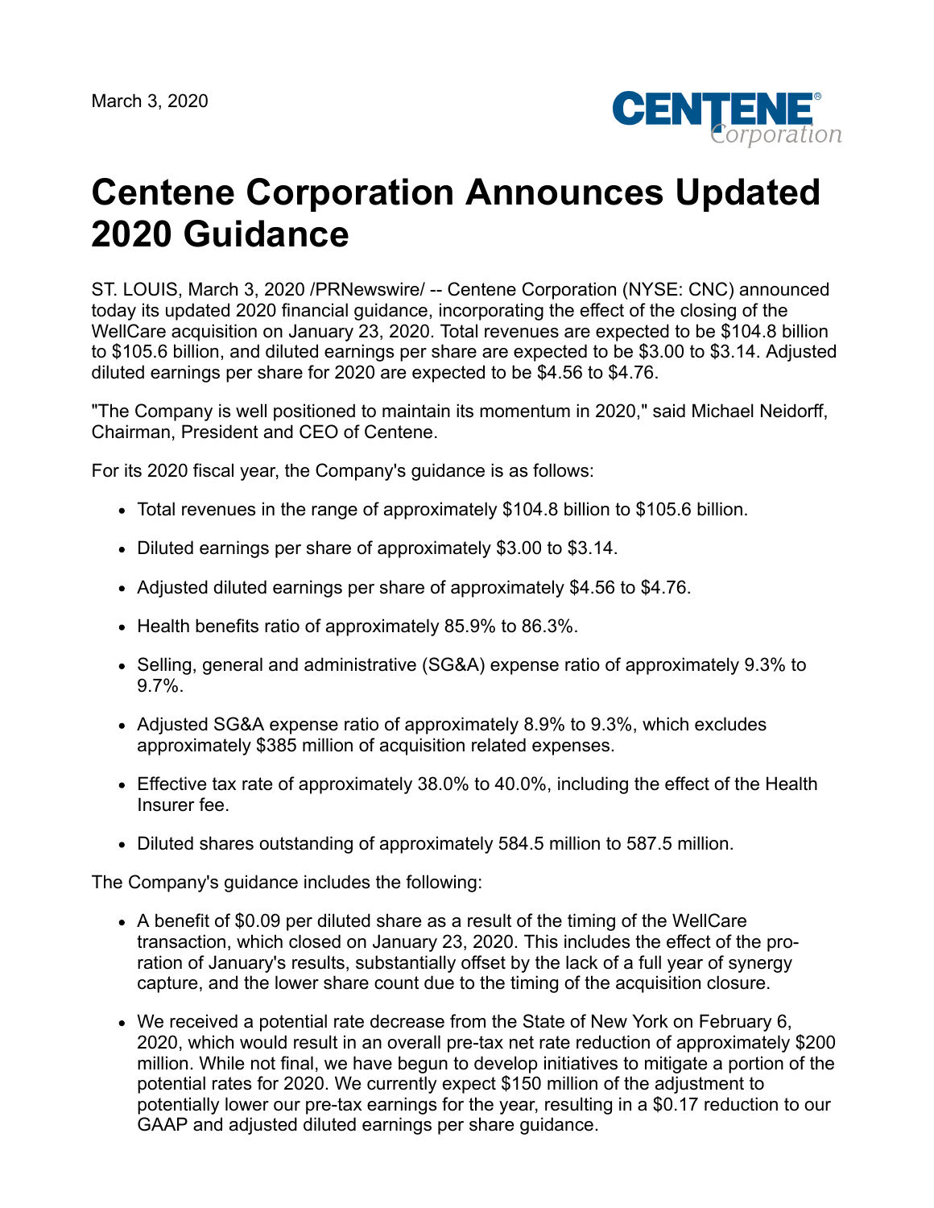March 3, 2020

# Centene Corporation Announces Updated 2020 Guidance

ST. LOUIS, March 3, 2020 /PRNewswire/ -- Centene Corporation (NYSE: CNC) announced today its updated 2020 financial guidance, incorporating the effect of the closing of the WellCare acquisition on January 23, 2020. Total revenues are expected to be $104.8 billion to $105.6 billion, and diluted earnings per share are expected to be $3.00 to $3.14. Adjusted diluted earnings per share for 2020 are expected to be $4.56 to $4.76.

"The Company is well positioned to maintain its momentum in 2020," said Michael Neidorff, Chairman, President and CEO of Centene.

For its 2020 fiscal year, the Company's guidance is as follows:

- Total revenues in the range of approximately $104.8 billion to $105.6 billion.
- Diluted earnings per share of approximately $3.00 to $3.14.
- Adjusted diluted earnings per share of approximately $4.56 to $4.76.
- Health benefits ratio of approximately 85.9% to 86.3%.
- Selling, general and administrative (SG&A) expense ratio of approximately 9.3% to 9.7%.
- Adjusted SG&A expense ratio of approximately 8.9% to 9.3%, which excludes approximately $385 million of acquisition related expenses.
- Effective tax rate of approximately 38.0% to 40.0%, including the effect of the Health Insurer fee.
- Diluted shares outstanding of approximately 584.5 million to 587.5 million.

The Company's guidance includes the following:

- A benefit of $0.09 per diluted share as a result of the timing of the WellCare transaction, which closed on January 23, 2020. This includes the effect of the pro-ration of January's results, substantially offset by the lack of a full year of synergy capture, and the lower share count due to the timing of the acquisition closure.
- We received a potential rate decrease from the State of New York on February 6, 2020, which would result in an overall pre-tax net rate reduction of approximately $200 million. While not final, we have begun to develop initiatives to mitigate a portion of the potential rates for 2020. We currently expect $150 million of the adjustment to potentially lower our pre-tax earnings for the year, resulting in a $0.17 reduction to our GAAP and adjusted diluted earnings per share guidance.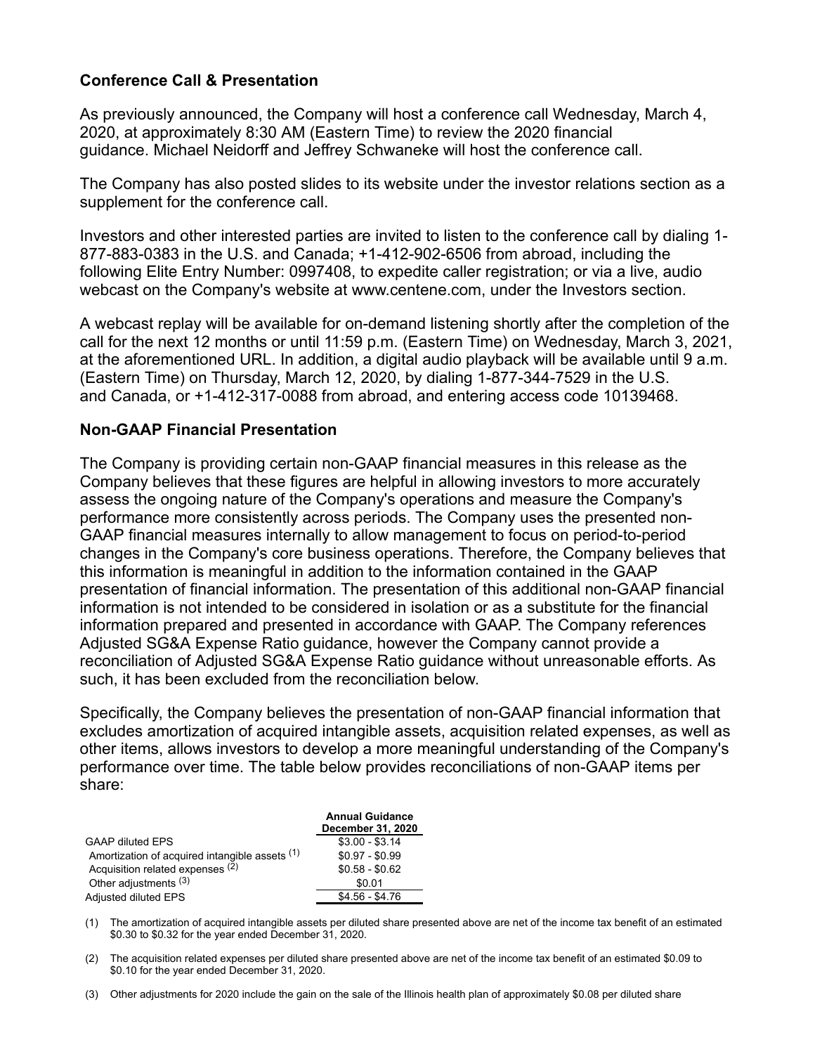## Conference Call & Presentation

As previously announced, the Company will host a conference call Wednesday, March 4, 2020, at approximately 8:30 AM (Eastern Time) to review the 2020 financial guidance. Michael Neidorff and Jeffrey Schwaneke will host the conference call.

The Company has also posted slides to its website under the investor relations section as a supplement for the conference call.

Investors and other interested parties are invited to listen to the conference call by dialing 1-877-883-0383 in the U.S. and Canada; +1-412-902-6506 from abroad, including the following Elite Entry Number: 0997408, to expedite caller registration; or via a live, audio webcast on the Company's website at www.centene.com, under the Investors section.

A webcast replay will be available for on-demand listening shortly after the completion of the call for the next 12 months or until 11:59 p.m. (Eastern Time) on Wednesday, March 3, 2021, at the aforementioned URL. In addition, a digital audio playback will be available until 9 a.m. (Eastern Time) on Thursday, March 12, 2020, by dialing 1-877-344-7529 in the U.S. and Canada, or +1-412-317-0088 from abroad, and entering access code 10139468.

## Non-GAAP Financial Presentation

The Company is providing certain non-GAAP financial measures in this release as the Company believes that these figures are helpful in allowing investors to more accurately assess the ongoing nature of the Company's operations and measure the Company's performance more consistently across periods. The Company uses the presented non-GAAP financial measures internally to allow management to focus on period-to-period changes in the Company's core business operations. Therefore, the Company believes that this information is meaningful in addition to the information contained in the GAAP presentation of financial information. The presentation of this additional non-GAAP financial information is not intended to be considered in isolation or as a substitute for the financial information prepared and presented in accordance with GAAP. The Company references Adjusted SG&A Expense Ratio guidance, however the Company cannot provide a reconciliation of Adjusted SG&A Expense Ratio guidance without unreasonable efforts. As such, it has been excluded from the reconciliation below.

Specifically, the Company believes the presentation of non-GAAP financial information that excludes amortization of acquired intangible assets, acquisition related expenses, as well as other items, allows investors to develop a more meaningful understanding of the Company's performance over time. The table below provides reconciliations of non-GAAP items per share:

| | Annual Guidance December 31, 2020 |
|---|---|
| GAAP diluted EPS | \$3.00 - \$3.14 |
| Amortization of acquired intangible assets (1) | \$0.97 - \$0.99 |
| Acquisition related expenses (2) | \$0.58 - \$0.62 |
| Other adjustments (3) | \$0.01 |
| Adjusted diluted EPS | \$4.56 - \$4.76 |

(1) The amortization of acquired intangible assets per diluted share presented above are net of the income tax benefit of an estimated \$0.30 to \$0.32 for the year ended December 31, 2020.

(2) The acquisition related expenses per diluted share presented above are net of the income tax benefit of an estimated \$0.09 to \$0.10 for the year ended December 31, 2020.

(3) Other adjustments for 2020 include the gain on the sale of the Illinois health plan of approximately \$0.08 per diluted share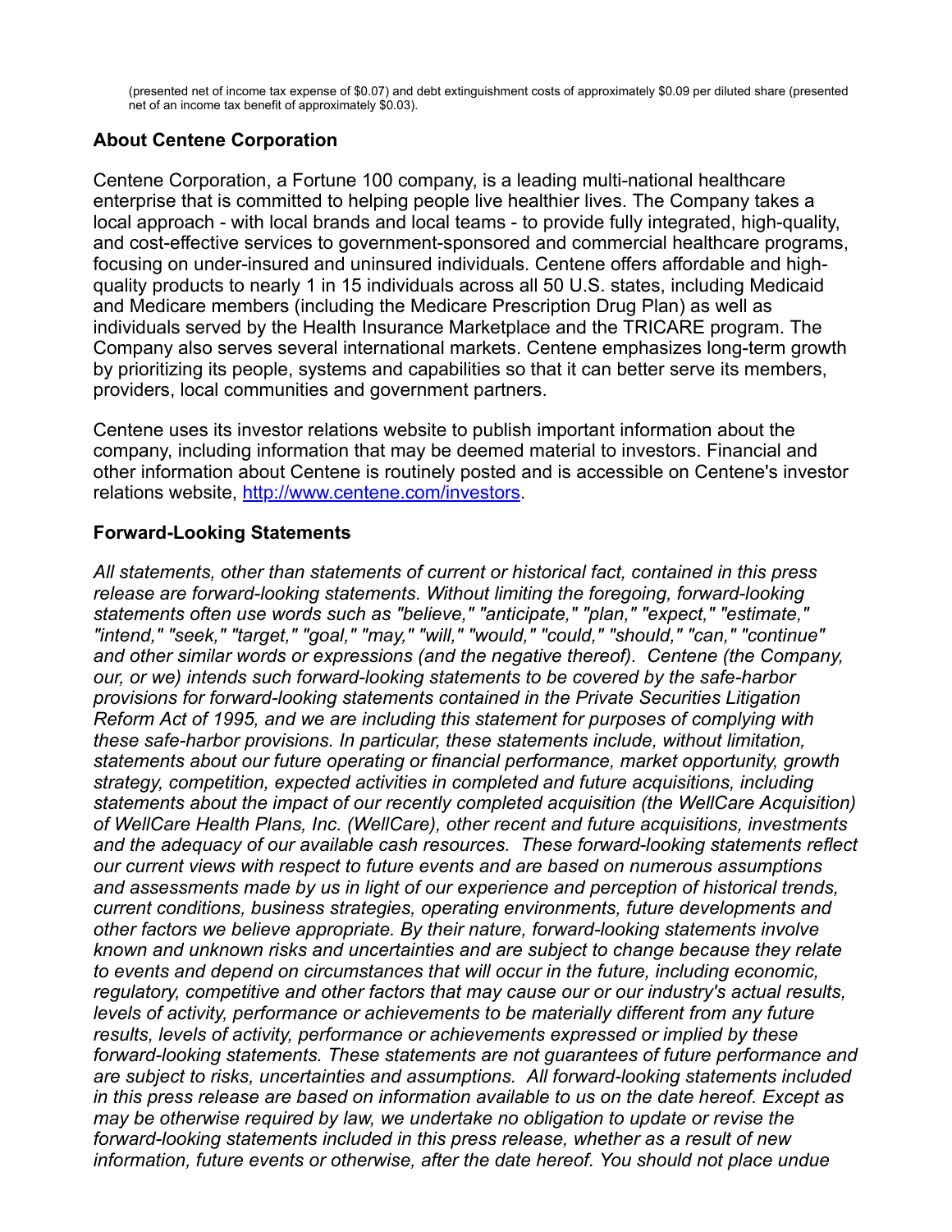(presented net of income tax expense of $0.07) and debt extinguishment costs of approximately $0.09 per diluted share (presented net of an income tax benefit of approximately $0.03).

## About Centene Corporation

Centene Corporation, a Fortune 100 company, is a leading multi-national healthcare enterprise that is committed to helping people live healthier lives. The Company takes a local approach - with local brands and local teams - to provide fully integrated, high-quality, and cost-effective services to government-sponsored and commercial healthcare programs, focusing on under-insured and uninsured individuals. Centene offers affordable and high-quality products to nearly 1 in 15 individuals across all 50 U.S. states, including Medicaid and Medicare members (including the Medicare Prescription Drug Plan) as well as individuals served by the Health Insurance Marketplace and the TRICARE program. The Company also serves several international markets. Centene emphasizes long-term growth by prioritizing its people, systems and capabilities so that it can better serve its members, providers, local communities and government partners.

Centene uses its investor relations website to publish important information about the company, including information that may be deemed material to investors. Financial and other information about Centene is routinely posted and is accessible on Centene's investor relations website, [http://www.centene.com/investors](http://www.centene.com/investors).

## Forward-Looking Statements

*All statements, other than statements of current or historical fact, contained in this press release are forward-looking statements. Without limiting the foregoing, forward-looking statements often use words such as "believe," "anticipate," "plan," "expect," "estimate," "intend," "seek," "target," "goal," "may," "will," "would," "could," "should," "can," "continue" and other similar words or expressions (and the negative thereof). Centene (the Company, our, or we) intends such forward-looking statements to be covered by the safe-harbor provisions for forward-looking statements contained in the Private Securities Litigation Reform Act of 1995, and we are including this statement for purposes of complying with these safe-harbor provisions. In particular, these statements include, without limitation, statements about our future operating or financial performance, market opportunity, growth strategy, competition, expected activities in completed and future acquisitions, including statements about the impact of our recently completed acquisition (the WellCare Acquisition) of WellCare Health Plans, Inc. (WellCare), other recent and future acquisitions, investments and the adequacy of our available cash resources. These forward-looking statements reflect our current views with respect to future events and are based on numerous assumptions and assessments made by us in light of our experience and perception of historical trends, current conditions, business strategies, operating environments, future developments and other factors we believe appropriate. By their nature, forward-looking statements involve known and unknown risks and uncertainties and are subject to change because they relate to events and depend on circumstances that will occur in the future, including economic, regulatory, competitive and other factors that may cause our or our industry's actual results, levels of activity, performance or achievements to be materially different from any future results, levels of activity, performance or achievements expressed or implied by these forward-looking statements. These statements are not guarantees of future performance and are subject to risks, uncertainties and assumptions. All forward-looking statements included in this press release are based on information available to us on the date hereof. Except as may be otherwise required by law, we undertake no obligation to update or revise the forward-looking statements included in this press release, whether as a result of new information, future events or otherwise, after the date hereof. You should not place undue*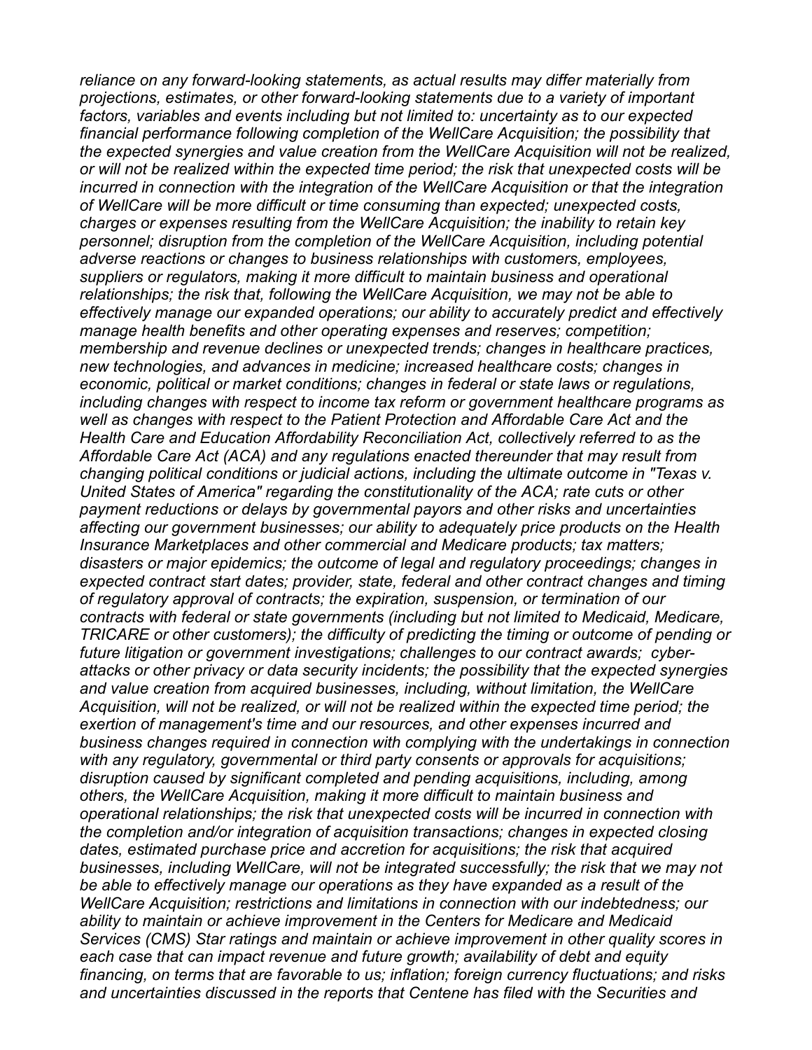*reliance on any forward-looking statements, as actual results may differ materially from projections, estimates, or other forward-looking statements due to a variety of important factors, variables and events including but not limited to: uncertainty as to our expected financial performance following completion of the WellCare Acquisition; the possibility that the expected synergies and value creation from the WellCare Acquisition will not be realized, or will not be realized within the expected time period; the risk that unexpected costs will be incurred in connection with the integration of the WellCare Acquisition or that the integration of WellCare will be more difficult or time consuming than expected; unexpected costs, charges or expenses resulting from the WellCare Acquisition; the inability to retain key personnel; disruption from the completion of the WellCare Acquisition, including potential adverse reactions or changes to business relationships with customers, employees, suppliers or regulators, making it more difficult to maintain business and operational relationships; the risk that, following the WellCare Acquisition, we may not be able to effectively manage our expanded operations; our ability to accurately predict and effectively manage health benefits and other operating expenses and reserves; competition; membership and revenue declines or unexpected trends; changes in healthcare practices, new technologies, and advances in medicine; increased healthcare costs; changes in economic, political or market conditions; changes in federal or state laws or regulations, including changes with respect to income tax reform or government healthcare programs as well as changes with respect to the Patient Protection and Affordable Care Act and the Health Care and Education Affordability Reconciliation Act, collectively referred to as the Affordable Care Act (ACA) and any regulations enacted thereunder that may result from changing political conditions or judicial actions, including the ultimate outcome in "Texas v. United States of America" regarding the constitutionality of the ACA; rate cuts or other payment reductions or delays by governmental payors and other risks and uncertainties affecting our government businesses; our ability to adequately price products on the Health Insurance Marketplaces and other commercial and Medicare products; tax matters; disasters or major epidemics; the outcome of legal and regulatory proceedings; changes in expected contract start dates; provider, state, federal and other contract changes and timing of regulatory approval of contracts; the expiration, suspension, or termination of our contracts with federal or state governments (including but not limited to Medicaid, Medicare, TRICARE or other customers); the difficulty of predicting the timing or outcome of pending or future litigation or government investigations; challenges to our contract awards; cyber-attacks or other privacy or data security incidents; the possibility that the expected synergies and value creation from acquired businesses, including, without limitation, the WellCare Acquisition, will not be realized, or will not be realized within the expected time period; the exertion of management's time and our resources, and other expenses incurred and business changes required in connection with complying with the undertakings in connection with any regulatory, governmental or third party consents or approvals for acquisitions; disruption caused by significant completed and pending acquisitions, including, among others, the WellCare Acquisition, making it more difficult to maintain business and operational relationships; the risk that unexpected costs will be incurred in connection with the completion and/or integration of acquisition transactions; changes in expected closing dates, estimated purchase price and accretion for acquisitions; the risk that acquired businesses, including WellCare, will not be integrated successfully; the risk that we may not be able to effectively manage our operations as they have expanded as a result of the WellCare Acquisition; restrictions and limitations in connection with our indebtedness; our ability to maintain or achieve improvement in the Centers for Medicare and Medicaid Services (CMS) Star ratings and maintain or achieve improvement in other quality scores in each case that can impact revenue and future growth; availability of debt and equity financing, on terms that are favorable to us; inflation; foreign currency fluctuations; and risks and uncertainties discussed in the reports that Centene has filed with the Securities and*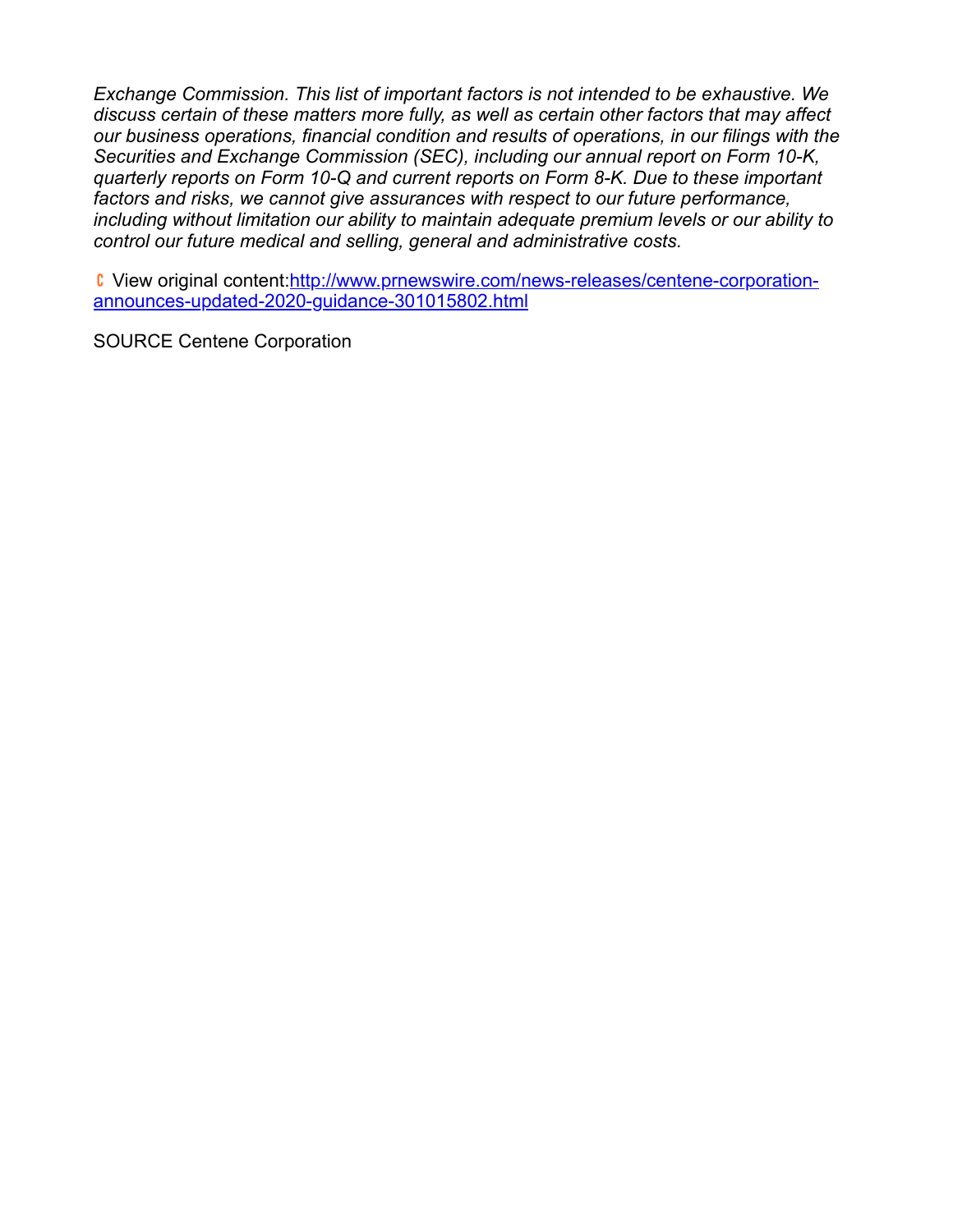*Exchange Commission. This list of important factors is not intended to be exhaustive. We discuss certain of these matters more fully, as well as certain other factors that may affect our business operations, financial condition and results of operations, in our filings with the Securities and Exchange Commission (SEC), including our annual report on Form 10-K, quarterly reports on Form 10-Q and current reports on Form 8-K. Due to these important factors and risks, we cannot give assurances with respect to our future performance, including without limitation our ability to maintain adequate premium levels or our ability to control our future medical and selling, general and administrative costs.*

View original content:[http://www.prnewswire.com/news-releases/centene-corporation-announces-updated-2020-guidance-301015802.html](http://www.prnewswire.com/news-releases/centene-corporation-announces-updated-2020-guidance-301015802.html)

SOURCE Centene Corporation